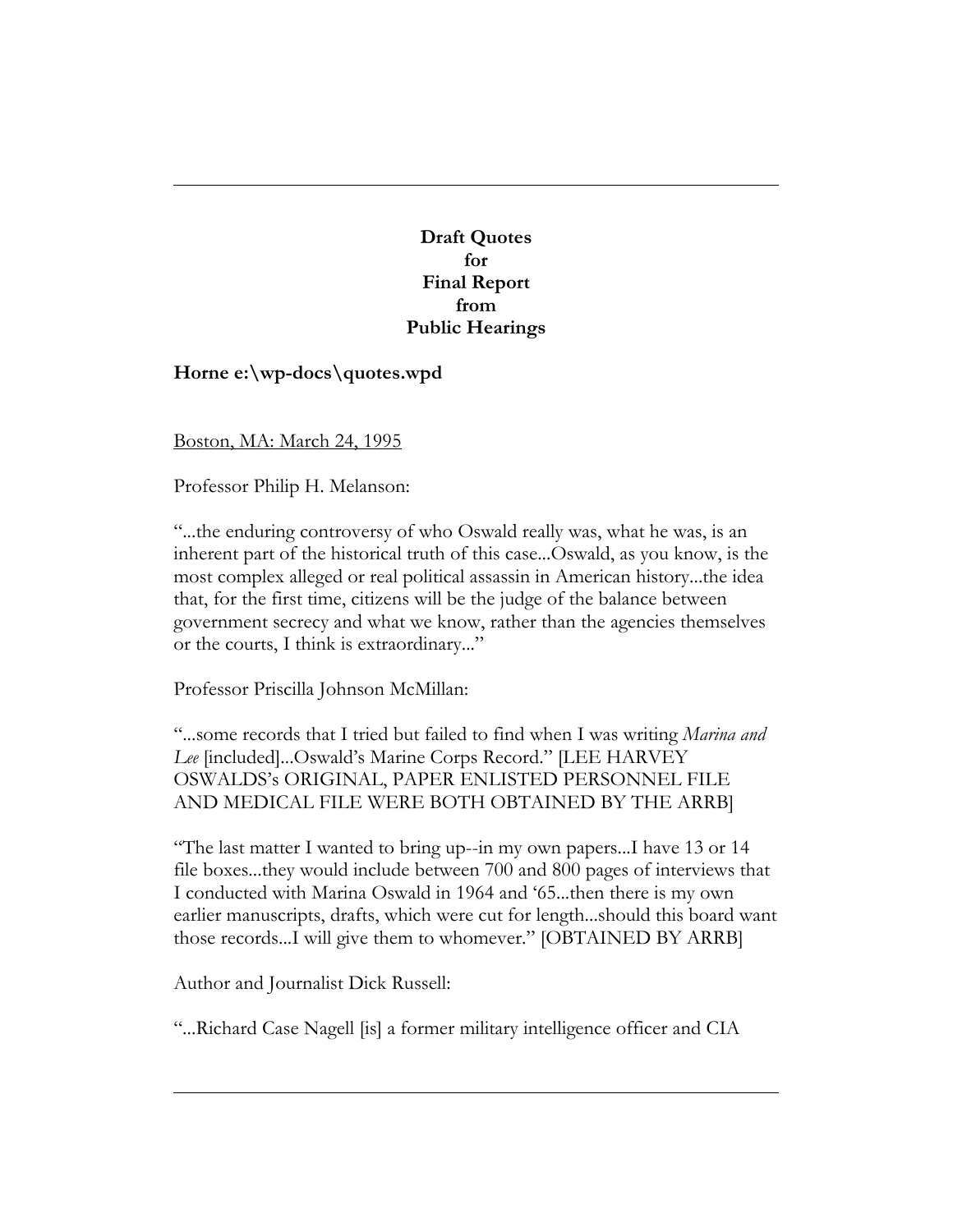**Draft Quotes**
**for**
**Final Report**
**from**
**Public Hearings**

**Horne e:\wp-docs\quotes.wpd**

<u>Boston, MA: March 24, 1995</u>

Professor Philip H. Melanson:

"...the enduring controversy of who Oswald really was, what he was, is an inherent part of the historical truth of this case...Oswald, as you know, is the most complex alleged or real political assassin in American history...the idea that, for the first time, citizens will be the judge of the balance between government secrecy and what we know, rather than the agencies themselves or the courts, I think is extraordinary..."

Professor Priscilla Johnson McMillan:

"...some records that I tried but failed to find when I was writing *Marina and Lee* [included]...Oswald's Marine Corps Record." [LEE HARVEY OSWALDS's ORIGINAL, PAPER ENLISTED PERSONNEL FILE AND MEDICAL FILE WERE BOTH OBTAINED BY THE ARRB]

"The last matter I wanted to bring up--in my own papers...I have 13 or 14 file boxes...they would include between 700 and 800 pages of interviews that I conducted with Marina Oswald in 1964 and '65...then there is my own earlier manuscripts, drafts, which were cut for length...should this board want those records...I will give them to whomever." [OBTAINED BY ARRB]

Author and Journalist Dick Russell:

"...Richard Case Nagell [is] a former military intelligence officer and CIA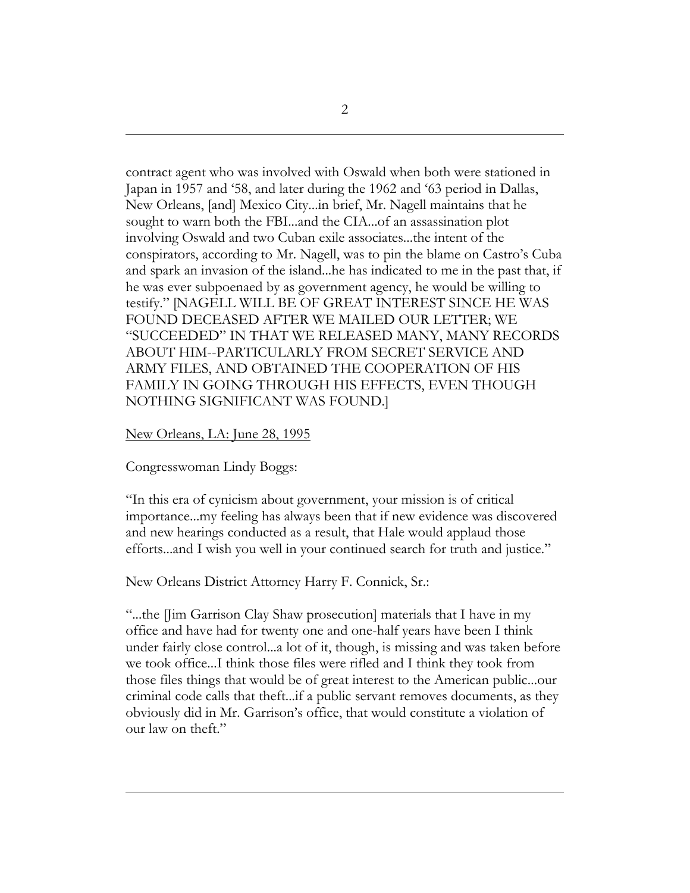contract agent who was involved with Oswald when both were stationed in Japan in 1957 and '58, and later during the 1962 and '63 period in Dallas, New Orleans, [and] Mexico City...in brief, Mr. Nagell maintains that he sought to warn both the FBI...and the CIA...of an assassination plot involving Oswald and two Cuban exile associates...the intent of the conspirators, according to Mr. Nagell, was to pin the blame on Castro's Cuba and spark an invasion of the island...he has indicated to me in the past that, if he was ever subpoenaed by as government agency, he would be willing to testify." [NAGELL WILL BE OF GREAT INTEREST SINCE HE WAS FOUND DECEASED AFTER WE MAILED OUR LETTER; WE "SUCCEEDED" IN THAT WE RELEASED MANY, MANY RECORDS ABOUT HIM--PARTICULARLY FROM SECRET SERVICE AND ARMY FILES, AND OBTAINED THE COOPERATION OF HIS FAMILY IN GOING THROUGH HIS EFFECTS, EVEN THOUGH NOTHING SIGNIFICANT WAS FOUND.]

<u>New Orleans, LA: June 28, 1995</u>

Congresswoman Lindy Boggs:

"In this era of cynicism about government, your mission is of critical importance...my feeling has always been that if new evidence was discovered and new hearings conducted as a result, that Hale would applaud those efforts...and I wish you well in your continued search for truth and justice."

New Orleans District Attorney Harry F. Connick, Sr.:

"...the [Jim Garrison Clay Shaw prosecution] materials that I have in my office and have had for twenty one and one-half years have been I think under fairly close control...a lot of it, though, is missing and was taken before we took office...I think those files were rifled and I think they took from those files things that would be of great interest to the American public...our criminal code calls that theft...if a public servant removes documents, as they obviously did in Mr. Garrison's office, that would constitute a violation of our law on theft."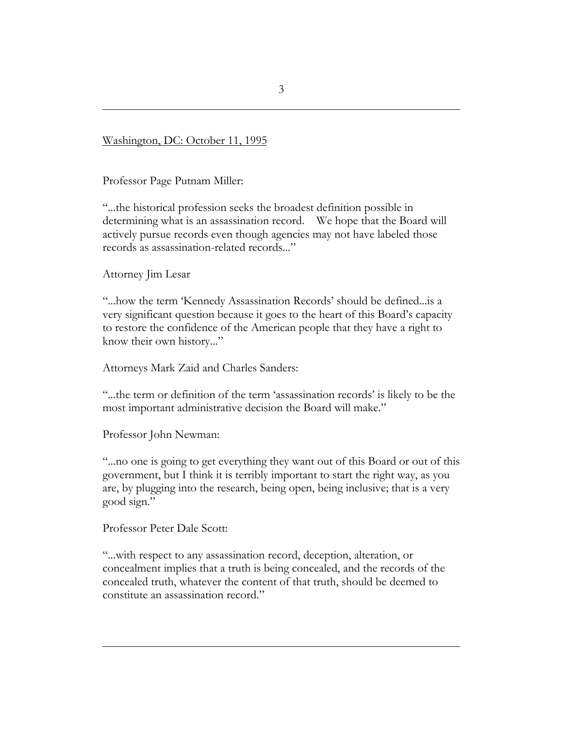<u>Washington, DC: October 11, 1995</u>

Professor Page Putnam Miller:

"...the historical profession seeks the broadest definition possible in determining what is an assassination record. We hope that the Board will actively pursue records even though agencies may not have labeled those records as assassination-related records..."

Attorney Jim Lesar

"...how the term 'Kennedy Assassination Records' should be defined...is a very significant question because it goes to the heart of this Board's capacity to restore the confidence of the American people that they have a right to know their own history..."

Attorneys Mark Zaid and Charles Sanders:

"...the term or definition of the term 'assassination records' is likely to be the most important administrative decision the Board will make."

Professor John Newman:

"...no one is going to get everything they want out of this Board or out of this government, but I think it is terribly important to start the right way, as you are, by plugging into the research, being open, being inclusive; that is a very good sign."

Professor Peter Dale Scott:

"...with respect to any assassination record, deception, alteration, or concealment implies that a truth is being concealed, and the records of the concealed truth, whatever the content of that truth, should be deemed to constitute an assassination record."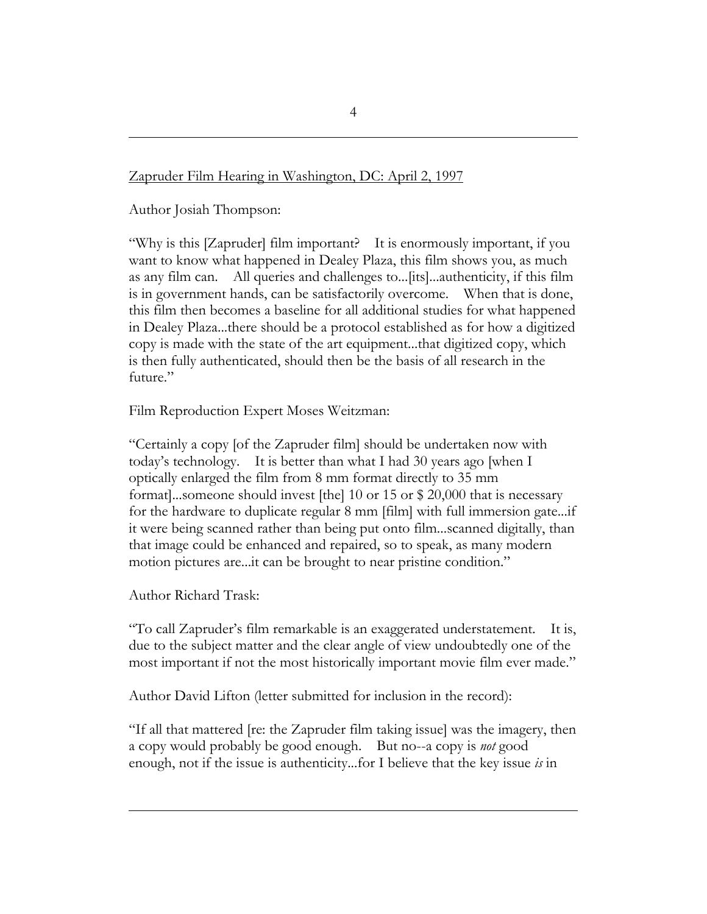<u>Zapruder Film Hearing in Washington, DC: April 2, 1997</u>

Author Josiah Thompson:

"Why is this [Zapruder] film important? It is enormously important, if you want to know what happened in Dealey Plaza, this film shows you, as much as any film can. All queries and challenges to...[its]...authenticity, if this film is in government hands, can be satisfactorily overcome. When that is done, this film then becomes a baseline for all additional studies for what happened in Dealey Plaza...there should be a protocol established as for how a digitized copy is made with the state of the art equipment...that digitized copy, which is then fully authenticated, should then be the basis of all research in the future."

Film Reproduction Expert Moses Weitzman:

"Certainly a copy [of the Zapruder film] should be undertaken now with today's technology. It is better than what I had 30 years ago [when I optically enlarged the film from 8 mm format directly to 35 mm format]...someone should invest [the] 10 or 15 or $ 20,000 that is necessary for the hardware to duplicate regular 8 mm [film] with full immersion gate...if it were being scanned rather than being put onto film...scanned digitally, than that image could be enhanced and repaired, so to speak, as many modern motion pictures are...it can be brought to near pristine condition."

Author Richard Trask:

"To call Zapruder's film remarkable is an exaggerated understatement. It is, due to the subject matter and the clear angle of view undoubtedly one of the most important if not the most historically important movie film ever made."

Author David Lifton (letter submitted for inclusion in the record):

"If all that mattered [re: the Zapruder film taking issue] was the imagery, then a copy would probably be good enough. But no--a copy is *not* good enough, not if the issue is authenticity...for I believe that the key issue *is* in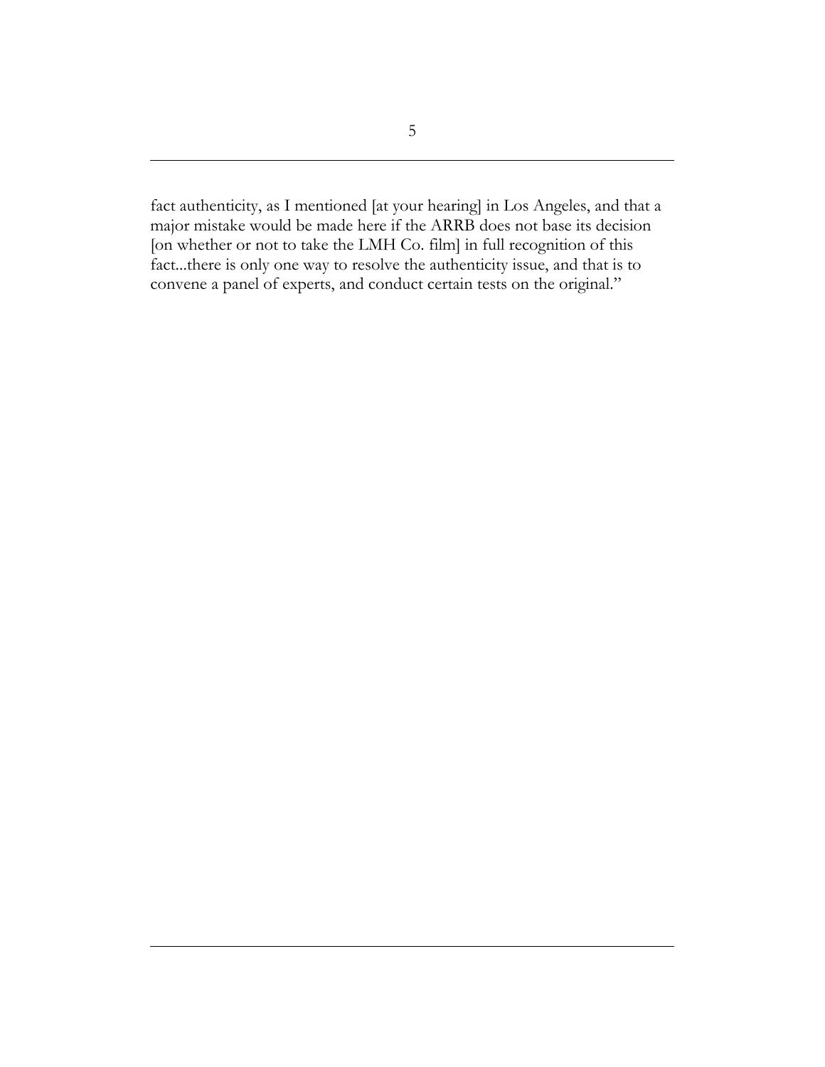fact authenticity, as I mentioned [at your hearing] in Los Angeles, and that a major mistake would be made here if the ARRB does not base its decision [on whether or not to take the LMH Co. film] in full recognition of this fact...there is only one way to resolve the authenticity issue, and that is to convene a panel of experts, and conduct certain tests on the original."